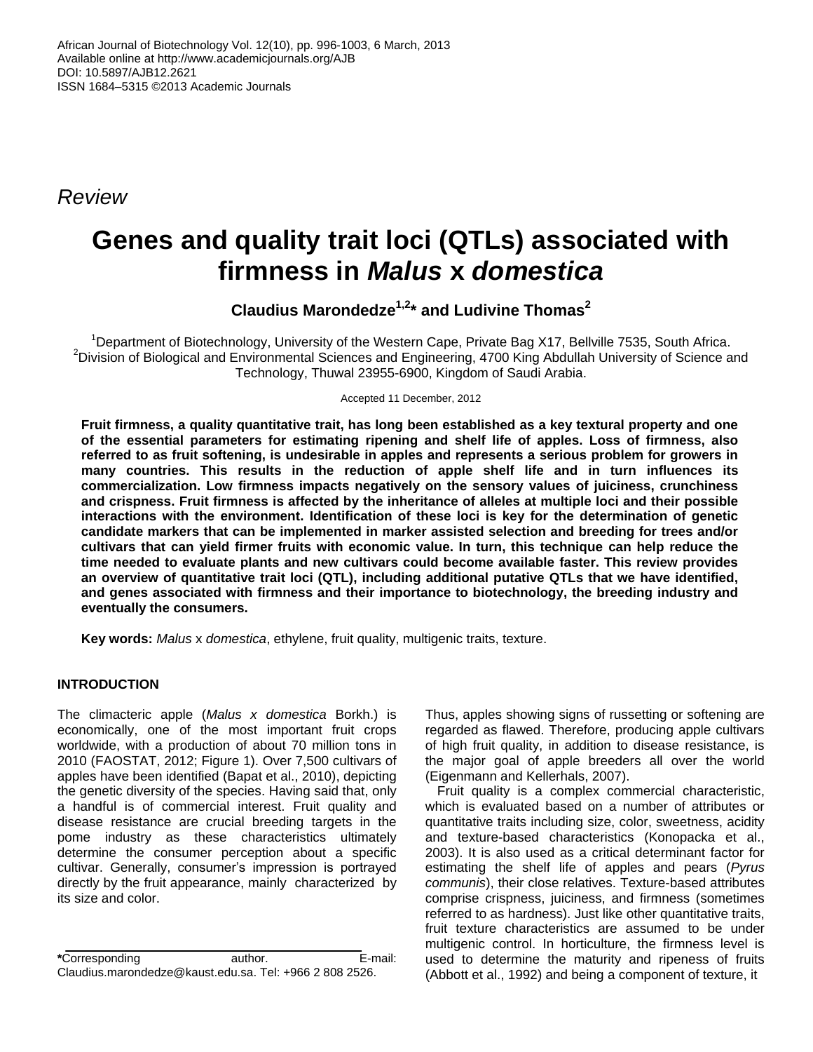African Journal of Biotechnology Vol. 12(10), pp. 996-1003, 6 March, 2013
Available online at http://www.academicjournals.org/AJB
DOI: 10.5897/AJB12.2621
ISSN 1684–5315 ©2013 Academic Journals

*Review*

# Genes and quality trait loci (QTLs) associated with firmness in *Malus* x *domestica*

**Claudius Marondedze[1,2]* and Ludivine Thomas[2]**

[1]Department of Biotechnology, University of the Western Cape, Private Bag X17, Bellville 7535, South Africa.
[2]Division of Biological and Environmental Sciences and Engineering, 4700 King Abdullah University of Science and Technology, Thuwal 23955-6900, Kingdom of Saudi Arabia.

Accepted 11 December, 2012

**Fruit firmness, a quality quantitative trait, has long been established as a key textural property and one of the essential parameters for estimating ripening and shelf life of apples. Loss of firmness, also referred to as fruit softening, is undesirable in apples and represents a serious problem for growers in many countries. This results in the reduction of apple shelf life and in turn influences its commercialization. Low firmness impacts negatively on the sensory values of juiciness, crunchiness and crispness. Fruit firmness is affected by the inheritance of alleles at multiple loci and their possible interactions with the environment. Identification of these loci is key for the determination of genetic candidate markers that can be implemented in marker assisted selection and breeding for trees and/or cultivars that can yield firmer fruits with economic value. In turn, this technique can help reduce the time needed to evaluate plants and new cultivars could become available faster. This review provides an overview of quantitative trait loci (QTL), including additional putative QTLs that we have identified, and genes associated with firmness and their importance to biotechnology, the breeding industry and eventually the consumers.**

**Key words:** *Malus* x *domestica*, ethylene, fruit quality, multigenic traits, texture.

## INTRODUCTION

The climacteric apple (*Malus x domestica* Borkh.) is economically, one of the most important fruit crops worldwide, with a production of about 70 million tons in 2010 (FAOSTAT, 2012; Figure 1). Over 7,500 cultivars of apples have been identified (Bapat et al., 2010), depicting the genetic diversity of the species. Having said that, only a handful is of commercial interest. Fruit quality and disease resistance are crucial breeding targets in the pome industry as these characteristics ultimately determine the consumer perception about a specific cultivar. Generally, consumer's impression is portrayed directly by the fruit appearance, mainly characterized by its size and color.

Thus, apples showing signs of russetting or softening are regarded as flawed. Therefore, producing apple cultivars of high fruit quality, in addition to disease resistance, is the major goal of apple breeders all over the world (Eigenmann and Kellerhals, 2007).

Fruit quality is a complex commercial characteristic, which is evaluated based on a number of attributes or quantitative traits including size, color, sweetness, acidity and texture-based characteristics (Konopacka et al., 2003). It is also used as a critical determinant factor for estimating the shelf life of apples and pears (*Pyrus communis*), their close relatives. Texture-based attributes comprise crispness, juiciness, and firmness (sometimes referred to as hardness). Just like other quantitative traits, fruit texture characteristics are assumed to be under multigenic control. In horticulture, the firmness level is used to determine the maturity and ripeness of fruits (Abbott et al., 1992) and being a component of texture, it

*Corresponding author. E-mail: Claudius.marondedze@kaust.edu.sa. Tel: +966 2 808 2526.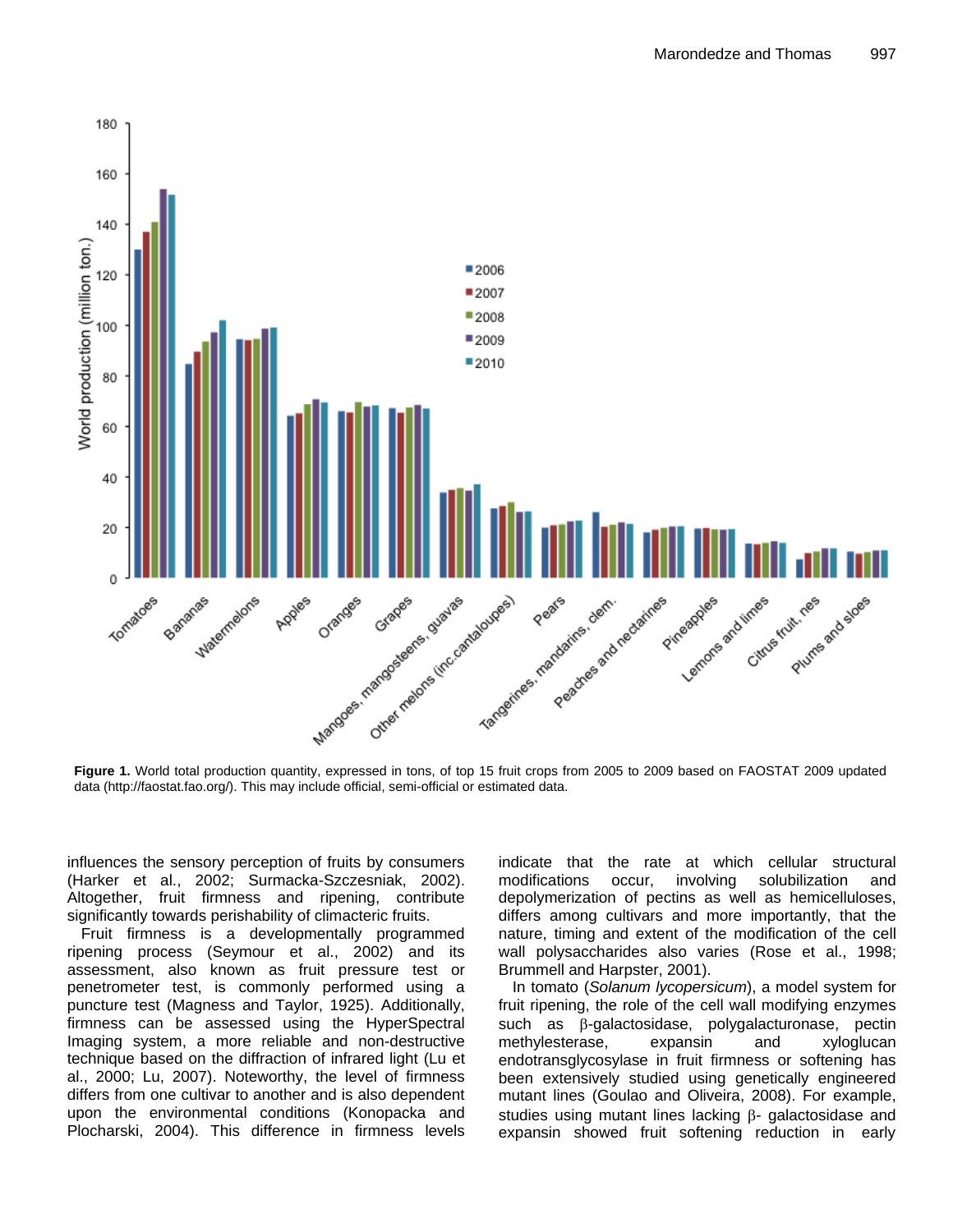**Figure 1.** World total production quantity, expressed in tons, of top 15 fruit crops from 2005 to 2009 based on FAOSTAT 2009 updated data (http://faostat.fao.org/). This may include official, semi-official or estimated data.

influences the sensory perception of fruits by consumers (Harker et al., 2002; Surmacka-Szczesniak, 2002). Altogether, fruit firmness and ripening, contribute significantly towards perishability of climacteric fruits.

Fruit firmness is a developmentally programmed ripening process (Seymour et al., 2002) and its assessment, also known as fruit pressure test or penetrometer test, is commonly performed using a puncture test (Magness and Taylor, 1925). Additionally, firmness can be assessed using the HyperSpectral Imaging system, a more reliable and non-destructive technique based on the diffraction of infrared light (Lu et al., 2000; Lu, 2007). Noteworthy, the level of firmness differs from one cultivar to another and is also dependent upon the environmental conditions (Konopacka and Plocharski, 2004). This difference in firmness levels indicate that the rate at which cellular structural modifications occur, involving solubilization and depolymerization of pectins as well as hemicelluloses, differs among cultivars and more importantly, that the nature, timing and extent of the modification of the cell wall polysaccharides also varies (Rose et al., 1998; Brummell and Harpster, 2001).

In tomato (*Solanum lycopersicum*), a model system for fruit ripening, the role of the cell wall modifying enzymes such as β-galactosidase, polygalacturonase, pectin methylesterase, expansin and xyloglucan endotransglycosylase in fruit firmness or softening has been extensively studied using genetically engineered mutant lines (Goulao and Oliveira, 2008). For example, studies using mutant lines lacking β- galactosidase and expansin showed fruit softening reduction in early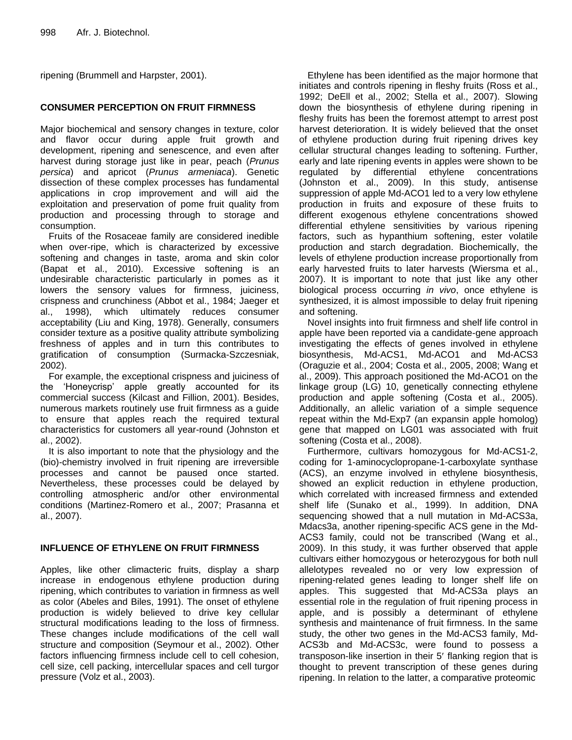ripening (Brummell and Harpster, 2001).

## CONSUMER PERCEPTION ON FRUIT FIRMNESS

Major biochemical and sensory changes in texture, color and flavor occur during apple fruit growth and development, ripening and senescence, and even after harvest during storage just like in pear, peach (*Prunus persica*) and apricot (*Prunus armeniaca*). Genetic dissection of these complex processes has fundamental applications in crop improvement and will aid the exploitation and preservation of pome fruit quality from production and processing through to storage and consumption.

Fruits of the Rosaceae family are considered inedible when over-ripe, which is characterized by excessive softening and changes in taste, aroma and skin color (Bapat et al., 2010). Excessive softening is an undesirable characteristic particularly in pomes as it lowers the sensory values for firmness, juiciness, crispness and crunchiness (Abbot et al., 1984; Jaeger et al., 1998), which ultimately reduces consumer acceptability (Liu and King, 1978). Generally, consumers consider texture as a positive quality attribute symbolizing freshness of apples and in turn this contributes to gratification of consumption (Surmacka-Szczesniak, 2002).

For example, the exceptional crispness and juiciness of the 'Honeycrisp' apple greatly accounted for its commercial success (Kilcast and Fillion, 2001). Besides, numerous markets routinely use fruit firmness as a guide to ensure that apples reach the required textural characteristics for customers all year-round (Johnston et al., 2002).

It is also important to note that the physiology and the (bio)-chemistry involved in fruit ripening are irreversible processes and cannot be paused once started. Nevertheless, these processes could be delayed by controlling atmospheric and/or other environmental conditions (Martinez-Romero et al., 2007; Prasanna et al., 2007).

## INFLUENCE OF ETHYLENE ON FRUIT FIRMNESS

Apples, like other climacteric fruits, display a sharp increase in endogenous ethylene production during ripening, which contributes to variation in firmness as well as color (Abeles and Biles, 1991). The onset of ethylene production is widely believed to drive key cellular structural modifications leading to the loss of firmness. These changes include modifications of the cell wall structure and composition (Seymour et al., 2002). Other factors influencing firmness include cell to cell cohesion, cell size, cell packing, intercellular spaces and cell turgor pressure (Volz et al., 2003).

Ethylene has been identified as the major hormone that initiates and controls ripening in fleshy fruits (Ross et al., 1992; DeEll et al., 2002; Stella et al., 2007). Slowing down the biosynthesis of ethylene during ripening in fleshy fruits has been the foremost attempt to arrest post harvest deterioration. It is widely believed that the onset of ethylene production during fruit ripening drives key cellular structural changes leading to softening. Further, early and late ripening events in apples were shown to be regulated by differential ethylene concentrations (Johnston et al., 2009). In this study, antisense suppression of apple Md-ACO1 led to a very low ethylene production in fruits and exposure of these fruits to different exogenous ethylene concentrations showed differential ethylene sensitivities by various ripening factors, such as hypanthium softening, ester volatile production and starch degradation. Biochemically, the levels of ethylene production increase proportionally from early harvested fruits to later harvests (Wiersma et al., 2007). It is important to note that just like any other biological process occurring *in vivo*, once ethylene is synthesized, it is almost impossible to delay fruit ripening and softening.

Novel insights into fruit firmness and shelf life control in apple have been reported via a candidate-gene approach investigating the effects of genes involved in ethylene biosynthesis, Md-ACS1, Md-ACO1 and Md-ACS3 (Oraguzie et al., 2004; Costa et al., 2005, 2008; Wang et al., 2009). This approach positioned the Md-ACO1 on the linkage group (LG) 10, genetically connecting ethylene production and apple softening (Costa et al., 2005). Additionally, an allelic variation of a simple sequence repeat within the Md-Exp7 (an expansin apple homolog) gene that mapped on LG01 was associated with fruit softening (Costa et al., 2008).

Furthermore, cultivars homozygous for Md-ACS1-2, coding for 1-aminocyclopropane-1-carboxylate synthase (ACS), an enzyme involved in ethylene biosynthesis, showed an explicit reduction in ethylene production, which correlated with increased firmness and extended shelf life (Sunako et al., 1999). In addition, DNA sequencing showed that a null mutation in Md-ACS3a, Mdacs3a, another ripening-specific ACS gene in the Md-ACS3 family, could not be transcribed (Wang et al., 2009). In this study, it was further observed that apple cultivars either homozygous or heterozygous for both null allelotypes revealed no or very low expression of ripening-related genes leading to longer shelf life on apples. This suggested that Md-ACS3a plays an essential role in the regulation of fruit ripening process in apple, and is possibly a determinant of ethylene synthesis and maintenance of fruit firmness. In the same study, the other two genes in the Md-ACS3 family, Md-ACS3b and Md-ACS3c, were found to possess a transposon-like insertion in their 5′ flanking region that is thought to prevent transcription of these genes during ripening. In relation to the latter, a comparative proteomic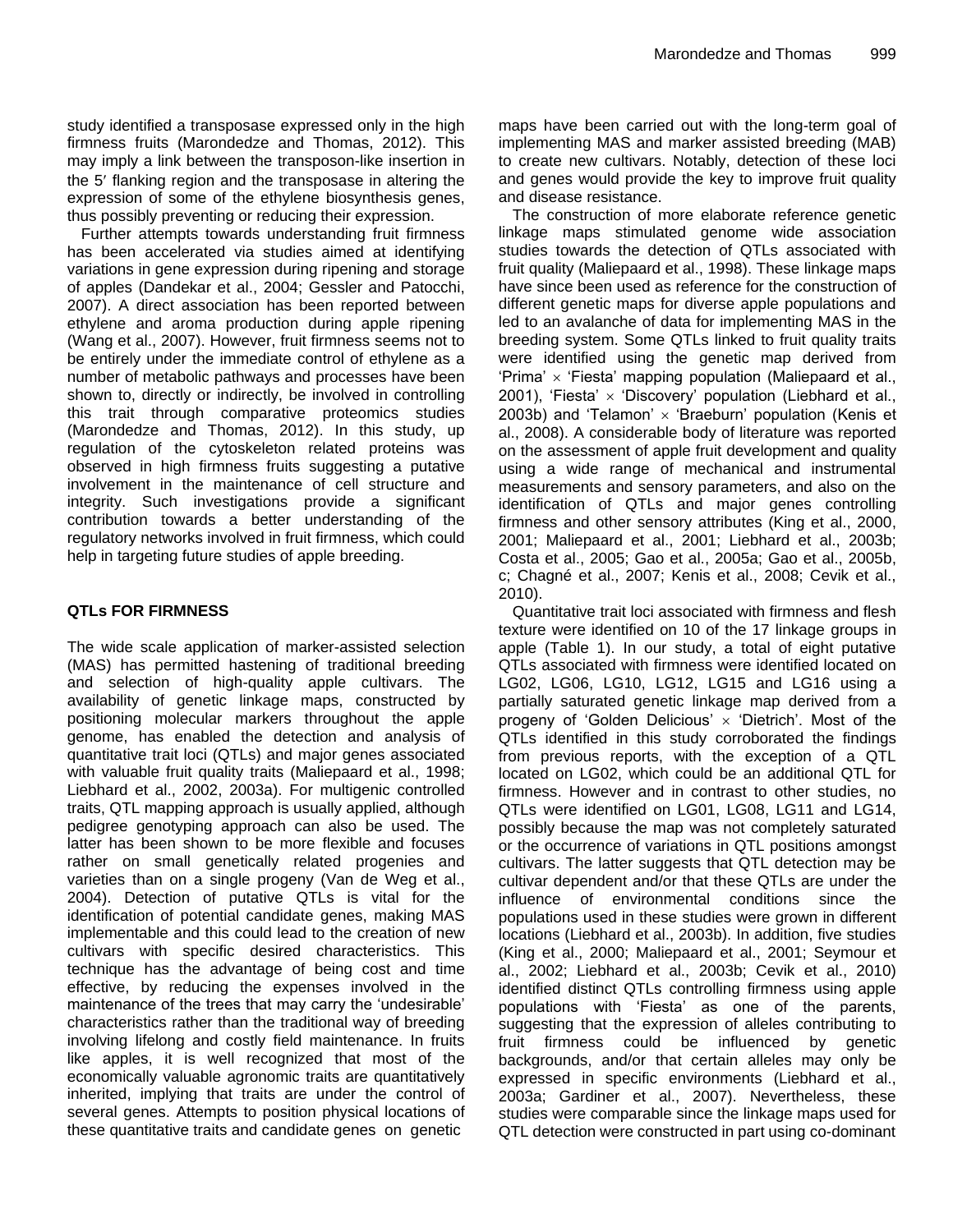study identified a transposase expressed only in the high firmness fruits (Marondedze and Thomas, 2012). This may imply a link between the transposon-like insertion in the 5′ flanking region and the transposase in altering the expression of some of the ethylene biosynthesis genes, thus possibly preventing or reducing their expression.

Further attempts towards understanding fruit firmness has been accelerated via studies aimed at identifying variations in gene expression during ripening and storage of apples (Dandekar et al., 2004; Gessler and Patocchi, 2007). A direct association has been reported between ethylene and aroma production during apple ripening (Wang et al., 2007). However, fruit firmness seems not to be entirely under the immediate control of ethylene as a number of metabolic pathways and processes have been shown to, directly or indirectly, be involved in controlling this trait through comparative proteomics studies (Marondedze and Thomas, 2012). In this study, up regulation of the cytoskeleton related proteins was observed in high firmness fruits suggesting a putative involvement in the maintenance of cell structure and integrity. Such investigations provide a significant contribution towards a better understanding of the regulatory networks involved in fruit firmness, which could help in targeting future studies of apple breeding.

## QTLs FOR FIRMNESS

The wide scale application of marker-assisted selection (MAS) has permitted hastening of traditional breeding and selection of high-quality apple cultivars. The availability of genetic linkage maps, constructed by positioning molecular markers throughout the apple genome, has enabled the detection and analysis of quantitative trait loci (QTLs) and major genes associated with valuable fruit quality traits (Maliepaard et al., 1998; Liebhard et al., 2002, 2003a). For multigenic controlled traits, QTL mapping approach is usually applied, although pedigree genotyping approach can also be used. The latter has been shown to be more flexible and focuses rather on small genetically related progenies and varieties than on a single progeny (Van de Weg et al., 2004). Detection of putative QTLs is vital for the identification of potential candidate genes, making MAS implementable and this could lead to the creation of new cultivars with specific desired characteristics. This technique has the advantage of being cost and time effective, by reducing the expenses involved in the maintenance of the trees that may carry the 'undesirable' characteristics rather than the traditional way of breeding involving lifelong and costly field maintenance. In fruits like apples, it is well recognized that most of the economically valuable agronomic traits are quantitatively inherited, implying that traits are under the control of several genes. Attempts to position physical locations of these quantitative traits and candidate genes on genetic maps have been carried out with the long-term goal of implementing MAS and marker assisted breeding (MAB) to create new cultivars. Notably, detection of these loci and genes would provide the key to improve fruit quality and disease resistance.

The construction of more elaborate reference genetic linkage maps stimulated genome wide association studies towards the detection of QTLs associated with fruit quality (Maliepaard et al., 1998). These linkage maps have since been used as reference for the construction of different genetic maps for diverse apple populations and led to an avalanche of data for implementing MAS in the breeding system. Some QTLs linked to fruit quality traits were identified using the genetic map derived from 'Prima' × 'Fiesta' mapping population (Maliepaard et al., 2001), 'Fiesta' × 'Discovery' population (Liebhard et al., 2003b) and 'Telamon' × 'Braeburn' population (Kenis et al., 2008). A considerable body of literature was reported on the assessment of apple fruit development and quality using a wide range of mechanical and instrumental measurements and sensory parameters, and also on the identification of QTLs and major genes controlling firmness and other sensory attributes (King et al., 2000, 2001; Maliepaard et al., 2001; Liebhard et al., 2003b; Costa et al., 2005; Gao et al., 2005a; Gao et al., 2005b, c; Chagné et al., 2007; Kenis et al., 2008; Cevik et al., 2010).

Quantitative trait loci associated with firmness and flesh texture were identified on 10 of the 17 linkage groups in apple (Table 1). In our study, a total of eight putative QTLs associated with firmness were identified located on LG02, LG06, LG10, LG12, LG15 and LG16 using a partially saturated genetic linkage map derived from a progeny of 'Golden Delicious' × 'Dietrich'. Most of the QTLs identified in this study corroborated the findings from previous reports, with the exception of a QTL located on LG02, which could be an additional QTL for firmness. However and in contrast to other studies, no QTLs were identified on LG01, LG08, LG11 and LG14, possibly because the map was not completely saturated or the occurrence of variations in QTL positions amongst cultivars. The latter suggests that QTL detection may be cultivar dependent and/or that these QTLs are under the influence of environmental conditions since the populations used in these studies were grown in different locations (Liebhard et al., 2003b). In addition, five studies (King et al., 2000; Maliepaard et al., 2001; Seymour et al., 2002; Liebhard et al., 2003b; Cevik et al., 2010) identified distinct QTLs controlling firmness using apple populations with 'Fiesta' as one of the parents, suggesting that the expression of alleles contributing to fruit firmness could be influenced by genetic backgrounds, and/or that certain alleles may only be expressed in specific environments (Liebhard et al., 2003a; Gardiner et al., 2007). Nevertheless, these studies were comparable since the linkage maps used for QTL detection were constructed in part using co-dominant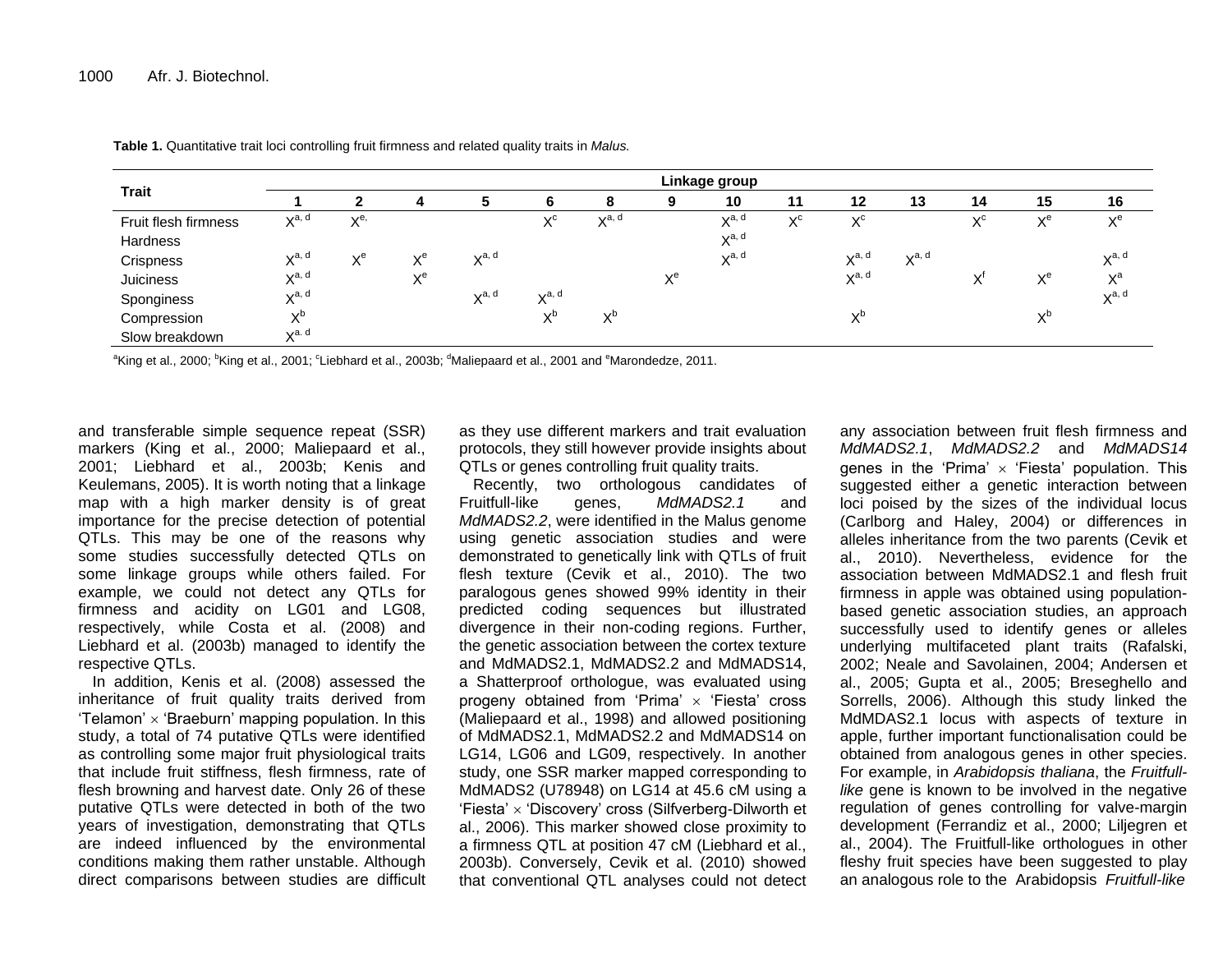**Table 1.** Quantitative trait loci controlling fruit firmness and related quality traits in *Malus.*

| Trait | Linkage group | | | | | | | | | | | | | |
|---|---|---|---|---|---|---|---|---|---|---|---|---|---|---|
| | 1 | 2 | 4 | 5 | 6 | 8 | 9 | 10 | 11 | 12 | 13 | 14 | 15 | 16 |
| Fruit flesh firmness | $X^{a, d}$ | $X^{e,}$ | | | $X^{c}$ | $X^{a, d}$ | | $X^{a, d}$ | $X^{c}$ | $X^{c}$ | | $X^{c}$ | $X^{e}$ | $X^{e}$ |
| Hardness | | | | | | | | $X^{a, d}$ | | | | | | |
| Crispness | $X^{a, d}$ | $X^{e}$ | $X^{e}$ | $X^{a, d}$ | | | | $X^{a, d}$ | | $X^{a, d}$ | $X^{a, d}$ | | | $X^{a, d}$ |
| Juiciness | $X^{a, d}$ | | $X^{e}$ | | | | $X^{e}$ | | | $X^{a, d}$ | | $X^{f}$ | $X^{e}$ | $X^{a}$ |
| Sponginess | $X^{a, d}$ | | | $X^{a, d}$ | $X^{a, d}$ | | | | | | | | | $X^{a, d}$ |
| Compression | $X^{b}$ | | | | $X^{b}$ | $X^{b}$ | | | | $X^{b}$ | | | $X^{b}$ | |
| Slow breakdown | $X^{a. d}$ | | | | | | | | | | | | | |

[a]King et al., 2000; [b]King et al., 2001; [c]Liebhard et al., 2003b; [d]Maliepaard et al., 2001 and [e]Marondedze, 2011.

and transferable simple sequence repeat (SSR) markers (King et al., 2000; Maliepaard et al., 2001; Liebhard et al., 2003b; Kenis and Keulemans, 2005). It is worth noting that a linkage map with a high marker density is of great importance for the precise detection of potential QTLs. This may be one of the reasons why some studies successfully detected QTLs on some linkage groups while others failed. For example, we could not detect any QTLs for firmness and acidity on LG01 and LG08, respectively, while Costa et al. (2008) and Liebhard et al. (2003b) managed to identify the respective QTLs.

In addition, Kenis et al. (2008) assessed the inheritance of fruit quality traits derived from 'Telamon' × 'Braeburn' mapping population. In this study, a total of 74 putative QTLs were identified as controlling some major fruit physiological traits that include fruit stiffness, flesh firmness, rate of flesh browning and harvest date. Only 26 of these putative QTLs were detected in both of the two years of investigation, demonstrating that QTLs are indeed influenced by the environmental conditions making them rather unstable. Although direct comparisons between studies are difficult as they use different markers and trait evaluation protocols, they still however provide insights about QTLs or genes controlling fruit quality traits.

Recently, two orthologous candidates of Fruitfull-like genes, *MdMADS2.1* and *MdMADS2.2*, were identified in the Malus genome using genetic association studies and were demonstrated to genetically link with QTLs of fruit flesh texture (Cevik et al., 2010). The two paralogous genes showed 99% identity in their predicted coding sequences but illustrated divergence in their non-coding regions. Further, the genetic association between the cortex texture and MdMADS2.1, MdMADS2.2 and MdMADS14, a Shatterproof orthologue, was evaluated using progeny obtained from 'Prima' × 'Fiesta' cross (Maliepaard et al., 1998) and allowed positioning of MdMADS2.1, MdMADS2.2 and MdMADS14 on LG14, LG06 and LG09, respectively. In another study, one SSR marker mapped corresponding to MdMADS2 (U78948) on LG14 at 45.6 cM using a 'Fiesta' × 'Discovery' cross (Silfverberg-Dilworth et al., 2006). This marker showed close proximity to a firmness QTL at position 47 cM (Liebhard et al., 2003b). Conversely, Cevik et al. (2010) showed that conventional QTL analyses could not detect any association between fruit flesh firmness and *MdMADS2.1*, *MdMADS2.2* and *MdMADS14* genes in the 'Prima' × 'Fiesta' population. This suggested either a genetic interaction between loci poised by the sizes of the individual locus (Carlborg and Haley, 2004) or differences in alleles inheritance from the two parents (Cevik et al., 2010). Nevertheless, evidence for the association between MdMADS2.1 and flesh fruit firmness in apple was obtained using population-based genetic association studies, an approach successfully used to identify genes or alleles underlying multifaceted plant traits (Rafalski, 2002; Neale and Savolainen, 2004; Andersen et al., 2005; Gupta et al., 2005; Breseghello and Sorrells, 2006). Although this study linked the MdMDAS2.1 locus with aspects of texture in apple, further important functionalisation could be obtained from analogous genes in other species. For example, in *Arabidopsis thaliana*, the *Fruitfull-like* gene is known to be involved in the negative regulation of genes controlling for valve-margin development (Ferrandiz et al., 2000; Liljegren et al., 2004). The Fruitfull-like orthologues in other fleshy fruit species have been suggested to play an analogous role to the Arabidopsis *Fruitfull-like*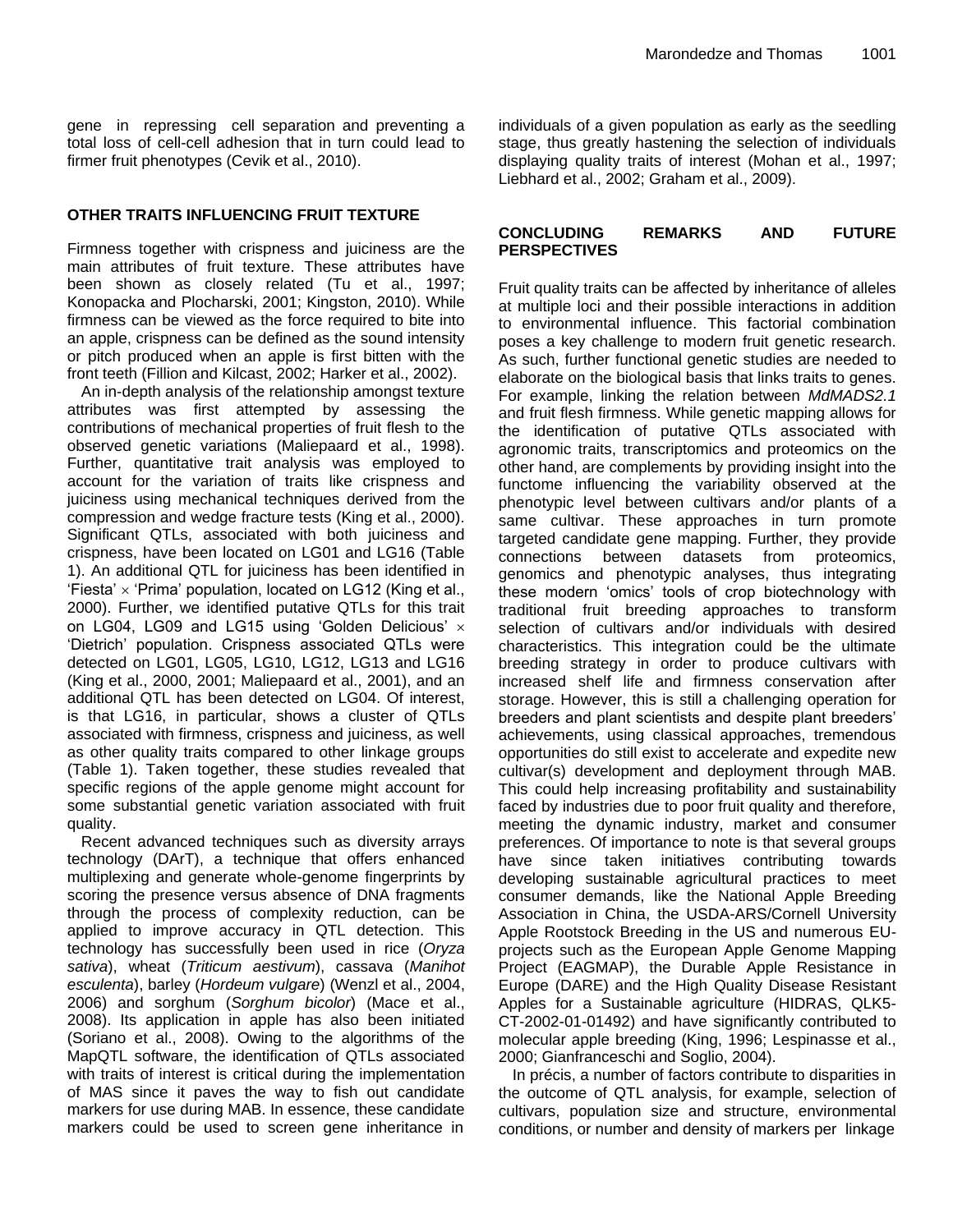gene in repressing cell separation and preventing a total loss of cell-cell adhesion that in turn could lead to firmer fruit phenotypes (Cevik et al., 2010).

## OTHER TRAITS INFLUENCING FRUIT TEXTURE

Firmness together with crispness and juiciness are the main attributes of fruit texture. These attributes have been shown as closely related (Tu et al., 1997; Konopacka and Plocharski, 2001; Kingston, 2010). While firmness can be viewed as the force required to bite into an apple, crispness can be defined as the sound intensity or pitch produced when an apple is first bitten with the front teeth (Fillion and Kilcast, 2002; Harker et al., 2002).

An in-depth analysis of the relationship amongst texture attributes was first attempted by assessing the contributions of mechanical properties of fruit flesh to the observed genetic variations (Maliepaard et al., 1998). Further, quantitative trait analysis was employed to account for the variation of traits like crispness and juiciness using mechanical techniques derived from the compression and wedge fracture tests (King et al., 2000). Significant QTLs, associated with both juiciness and crispness, have been located on LG01 and LG16 (Table 1). An additional QTL for juiciness has been identified in 'Fiesta' × 'Prima' population, located on LG12 (King et al., 2000). Further, we identified putative QTLs for this trait on LG04, LG09 and LG15 using 'Golden Delicious' × 'Dietrich' population. Crispness associated QTLs were detected on LG01, LG05, LG10, LG12, LG13 and LG16 (King et al., 2000, 2001; Maliepaard et al., 2001), and an additional QTL has been detected on LG04. Of interest, is that LG16, in particular, shows a cluster of QTLs associated with firmness, crispness and juiciness, as well as other quality traits compared to other linkage groups (Table 1). Taken together, these studies revealed that specific regions of the apple genome might account for some substantial genetic variation associated with fruit quality.

Recent advanced techniques such as diversity arrays technology (DArT), a technique that offers enhanced multiplexing and generate whole-genome fingerprints by scoring the presence versus absence of DNA fragments through the process of complexity reduction, can be applied to improve accuracy in QTL detection. This technology has successfully been used in rice (*Oryza sativa*), wheat (*Triticum aestivum*), cassava (*Manihot esculenta*), barley (*Hordeum vulgare*) (Wenzl et al., 2004, 2006) and sorghum (*Sorghum bicolor*) (Mace et al., 2008). Its application in apple has also been initiated (Soriano et al., 2008). Owing to the algorithms of the MapQTL software, the identification of QTLs associated with traits of interest is critical during the implementation of MAS since it paves the way to fish out candidate markers for use during MAB. In essence, these candidate markers could be used to screen gene inheritance in individuals of a given population as early as the seedling stage, thus greatly hastening the selection of individuals displaying quality traits of interest (Mohan et al., 1997; Liebhard et al., 2002; Graham et al., 2009).

## CONCLUDING REMARKS AND FUTURE PERSPECTIVES

Fruit quality traits can be affected by inheritance of alleles at multiple loci and their possible interactions in addition to environmental influence. This factorial combination poses a key challenge to modern fruit genetic research. As such, further functional genetic studies are needed to elaborate on the biological basis that links traits to genes. For example, linking the relation between *MdMADS2.1* and fruit flesh firmness. While genetic mapping allows for the identification of putative QTLs associated with agronomic traits, transcriptomics and proteomics on the other hand, are complements by providing insight into the functome influencing the variability observed at the phenotypic level between cultivars and/or plants of a same cultivar. These approaches in turn promote targeted candidate gene mapping. Further, they provide connections between datasets from proteomics, genomics and phenotypic analyses, thus integrating these modern 'omics' tools of crop biotechnology with traditional fruit breeding approaches to transform selection of cultivars and/or individuals with desired characteristics. This integration could be the ultimate breeding strategy in order to produce cultivars with increased shelf life and firmness conservation after storage. However, this is still a challenging operation for breeders and plant scientists and despite plant breeders' achievements, using classical approaches, tremendous opportunities do still exist to accelerate and expedite new cultivar(s) development and deployment through MAB. This could help increasing profitability and sustainability faced by industries due to poor fruit quality and therefore, meeting the dynamic industry, market and consumer preferences. Of importance to note is that several groups have since taken initiatives contributing towards developing sustainable agricultural practices to meet consumer demands, like the National Apple Breeding Association in China, the USDA-ARS/Cornell University Apple Rootstock Breeding in the US and numerous EU-projects such as the European Apple Genome Mapping Project (EAGMAP), the Durable Apple Resistance in Europe (DARE) and the High Quality Disease Resistant Apples for a Sustainable agriculture (HIDRAS, QLK5-CT-2002-01-01492) and have significantly contributed to molecular apple breeding (King, 1996; Lespinasse et al., 2000; Gianfranceschi and Soglio, 2004).

In précis, a number of factors contribute to disparities in the outcome of QTL analysis, for example, selection of cultivars, population size and structure, environmental conditions, or number and density of markers per linkage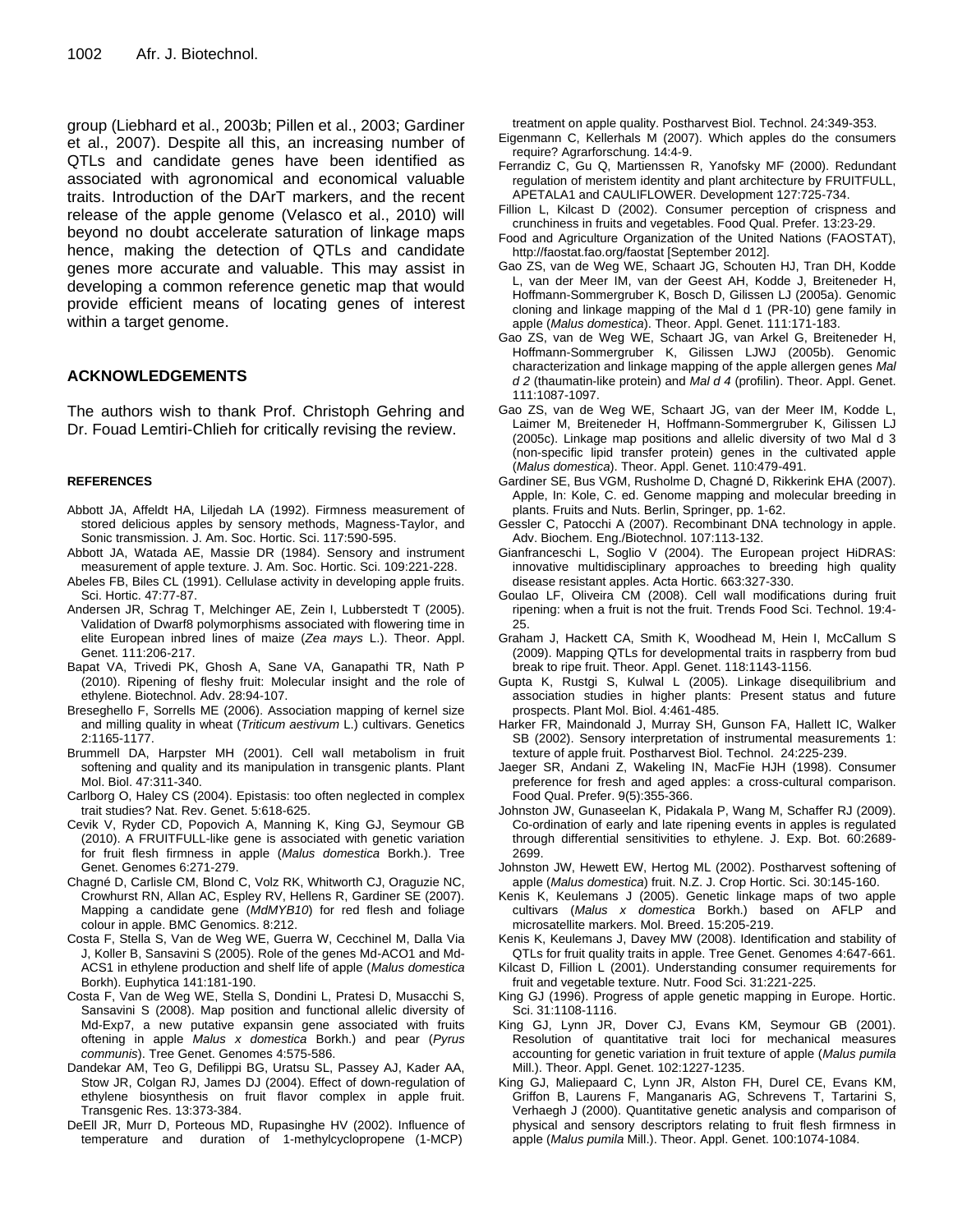group (Liebhard et al., 2003b; Pillen et al., 2003; Gardiner et al., 2007). Despite all this, an increasing number of QTLs and candidate genes have been identified as associated with agronomical and economical valuable traits. Introduction of the DArT markers, and the recent release of the apple genome (Velasco et al., 2010) will beyond no doubt accelerate saturation of linkage maps hence, making the detection of QTLs and candidate genes more accurate and valuable. This may assist in developing a common reference genetic map that would provide efficient means of locating genes of interest within a target genome.

## ACKNOWLEDGEMENTS

The authors wish to thank Prof. Christoph Gehring and Dr. Fouad Lemtiri-Chlieh for critically revising the review.

## REFERENCES

Abbott JA, Affeldt HA, Liljedah LA (1992). Firmness measurement of stored delicious apples by sensory methods, Magness-Taylor, and Sonic transmission. J. Am. Soc. Hortic. Sci. 117:590-595.

Abbott JA, Watada AE, Massie DR (1984). Sensory and instrument measurement of apple texture. J. Am. Soc. Hortic. Sci. 109:221-228.

Abeles FB, Biles CL (1991). Cellulase activity in developing apple fruits. Sci. Hortic. 47:77-87.

Andersen JR, Schrag T, Melchinger AE, Zein I, Lubberstedt T (2005). Validation of Dwarf8 polymorphisms associated with flowering time in elite European inbred lines of maize (*Zea mays* L.). Theor. Appl. Genet. 111:206-217.

Bapat VA, Trivedi PK, Ghosh A, Sane VA, Ganapathi TR, Nath P (2010). Ripening of fleshy fruit: Molecular insight and the role of ethylene. Biotechnol. Adv. 28:94-107.

Breseghello F, Sorrells ME (2006). Association mapping of kernel size and milling quality in wheat (*Triticum aestivum* L.) cultivars. Genetics 2:1165-1177.

Brummell DA, Harpster MH (2001). Cell wall metabolism in fruit softening and quality and its manipulation in transgenic plants. Plant Mol. Biol. 47:311-340.

Carlborg O, Haley CS (2004). Epistasis: too often neglected in complex trait studies? Nat. Rev. Genet. 5:618-625.

Cevik V, Ryder CD, Popovich A, Manning K, King GJ, Seymour GB (2010). A FRUITFULL-like gene is associated with genetic variation for fruit flesh firmness in apple (*Malus domestica* Borkh.). Tree Genet. Genomes 6:271-279.

Chagné D, Carlisle CM, Blond C, Volz RK, Whitworth CJ, Oraguzie NC, Crowhurst RN, Allan AC, Espley RV, Hellens R, Gardiner SE (2007). Mapping a candidate gene (*MdMYB10*) for red flesh and foliage colour in apple. BMC Genomics. 8:212.

Costa F, Stella S, Van de Weg WE, Guerra W, Cecchinel M, Dalla Via J, Koller B, Sansavini S (2005). Role of the genes Md-ACO1 and Md-ACS1 in ethylene production and shelf life of apple (*Malus domestica* Borkh). Euphytica 141:181-190.

Costa F, Van de Weg WE, Stella S, Dondini L, Pratesi D, Musacchi S, Sansavini S (2008). Map position and functional allelic diversity of Md-Exp7, a new putative expansin gene associated with fruits oftening in apple *Malus x domestica* Borkh.) and pear (*Pyrus communis*). Tree Genet. Genomes 4:575-586.

Dandekar AM, Teo G, Defilippi BG, Uratsu SL, Passey AJ, Kader AA, Stow JR, Colgan RJ, James DJ (2004). Effect of down-regulation of ethylene biosynthesis on fruit flavor complex in apple fruit. Transgenic Res. 13:373-384.

DeEll JR, Murr D, Porteous MD, Rupasinghe HV (2002). Influence of temperature and duration of 1-methylcyclopropene (1-MCP) treatment on apple quality. Postharvest Biol. Technol. 24:349-353.

Eigenmann C, Kellerhals M (2007). Which apples do the consumers require? Agrarforschung. 14:4-9.

Ferrandiz C, Gu Q, Martienssen R, Yanofsky MF (2000). Redundant regulation of meristem identity and plant architecture by FRUITFULL, APETALA1 and CAULIFLOWER. Development 127:725-734.

Fillion L, Kilcast D (2002). Consumer perception of crispness and crunchiness in fruits and vegetables. Food Qual. Prefer. 13:23-29.

Food and Agriculture Organization of the United Nations (FAOSTAT), http://faostat.fao.org/faostat [September 2012].

Gao ZS, van de Weg WE, Schaart JG, Schouten HJ, Tran DH, Kodde L, van der Meer IM, van der Geest AH, Kodde J, Breiteneder H, Hoffmann-Sommergruber K, Bosch D, Gilissen LJ (2005a). Genomic cloning and linkage mapping of the Mal d 1 (PR-10) gene family in apple (*Malus domestica*). Theor. Appl. Genet. 111:171-183.

Gao ZS, van de Weg WE, Schaart JG, van Arkel G, Breiteneder H, Hoffmann-Sommergruber K, Gilissen LJWJ (2005b). Genomic characterization and linkage mapping of the apple allergen genes *Mal d 2* (thaumatin-like protein) and *Mal d 4* (profilin). Theor. Appl. Genet. 111:1087-1097.

Gao ZS, van de Weg WE, Schaart JG, van der Meer IM, Kodde L, Laimer M, Breiteneder H, Hoffmann-Sommergruber K, Gilissen LJ (2005c). Linkage map positions and allelic diversity of two Mal d 3 (non-specific lipid transfer protein) genes in the cultivated apple (*Malus domestica*). Theor. Appl. Genet. 110:479-491.

Gardiner SE, Bus VGM, Rusholme D, Chagné D, Rikkerink EHA (2007). Apple, In: Kole, C. ed. Genome mapping and molecular breeding in plants. Fruits and Nuts. Berlin, Springer, pp. 1-62.

Gessler C, Patocchi A (2007). Recombinant DNA technology in apple. Adv. Biochem. Eng./Biotechnol. 107:113-132.

Gianfranceschi L, Soglio V (2004). The European project HiDRAS: innovative multidisciplinary approaches to breeding high quality disease resistant apples. Acta Hortic. 663:327-330.

Goulao LF, Oliveira CM (2008). Cell wall modifications during fruit ripening: when a fruit is not the fruit. Trends Food Sci. Technol. 19:4-25.

Graham J, Hackett CA, Smith K, Woodhead M, Hein I, McCallum S (2009). Mapping QTLs for developmental traits in raspberry from bud break to ripe fruit. Theor. Appl. Genet. 118:1143-1156.

Gupta K, Rustgi S, Kulwal L (2005). Linkage disequilibrium and association studies in higher plants: Present status and future prospects. Plant Mol. Biol. 4:461-485.

Harker FR, Maindonald J, Murray SH, Gunson FA, Hallett IC, Walker SB (2002). Sensory interpretation of instrumental measurements 1: texture of apple fruit. Postharvest Biol. Technol. 24:225-239.

Jaeger SR, Andani Z, Wakeling IN, MacFie HJH (1998). Consumer preference for fresh and aged apples: a cross-cultural comparison. Food Qual. Prefer. 9(5):355-366.

Johnston JW, Gunaseelan K, Pidakala P, Wang M, Schaffer RJ (2009). Co-ordination of early and late ripening events in apples is regulated through differential sensitivities to ethylene. J. Exp. Bot. 60:2689-2699.

Johnston JW, Hewett EW, Hertog ML (2002). Postharvest softening of apple (*Malus domestica*) fruit. N.Z. J. Crop Hortic. Sci. 30:145-160.

Kenis K, Keulemans J (2005). Genetic linkage maps of two apple cultivars (*Malus x domestica* Borkh.) based on AFLP and microsatellite markers. Mol. Breed. 15:205-219.

Kenis K, Keulemans J, Davey MW (2008). Identification and stability of QTLs for fruit quality traits in apple. Tree Genet. Genomes 4:647-661.

Kilcast D, Fillion L (2001). Understanding consumer requirements for fruit and vegetable texture. Nutr. Food Sci. 31:221-225.

King GJ (1996). Progress of apple genetic mapping in Europe. Hortic. Sci. 31:1108-1116.

King GJ, Lynn JR, Dover CJ, Evans KM, Seymour GB (2001). Resolution of quantitative trait loci for mechanical measures accounting for genetic variation in fruit texture of apple (*Malus pumila* Mill.). Theor. Appl. Genet. 102:1227-1235.

King GJ, Maliepaard C, Lynn JR, Alston FH, Durel CE, Evans KM, Griffon B, Laurens F, Manganaris AG, Schrevens T, Tartarini S, Verhaegh J (2000). Quantitative genetic analysis and comparison of physical and sensory descriptors relating to fruit flesh firmness in apple (*Malus pumila* Mill.). Theor. Appl. Genet. 100:1074-1084.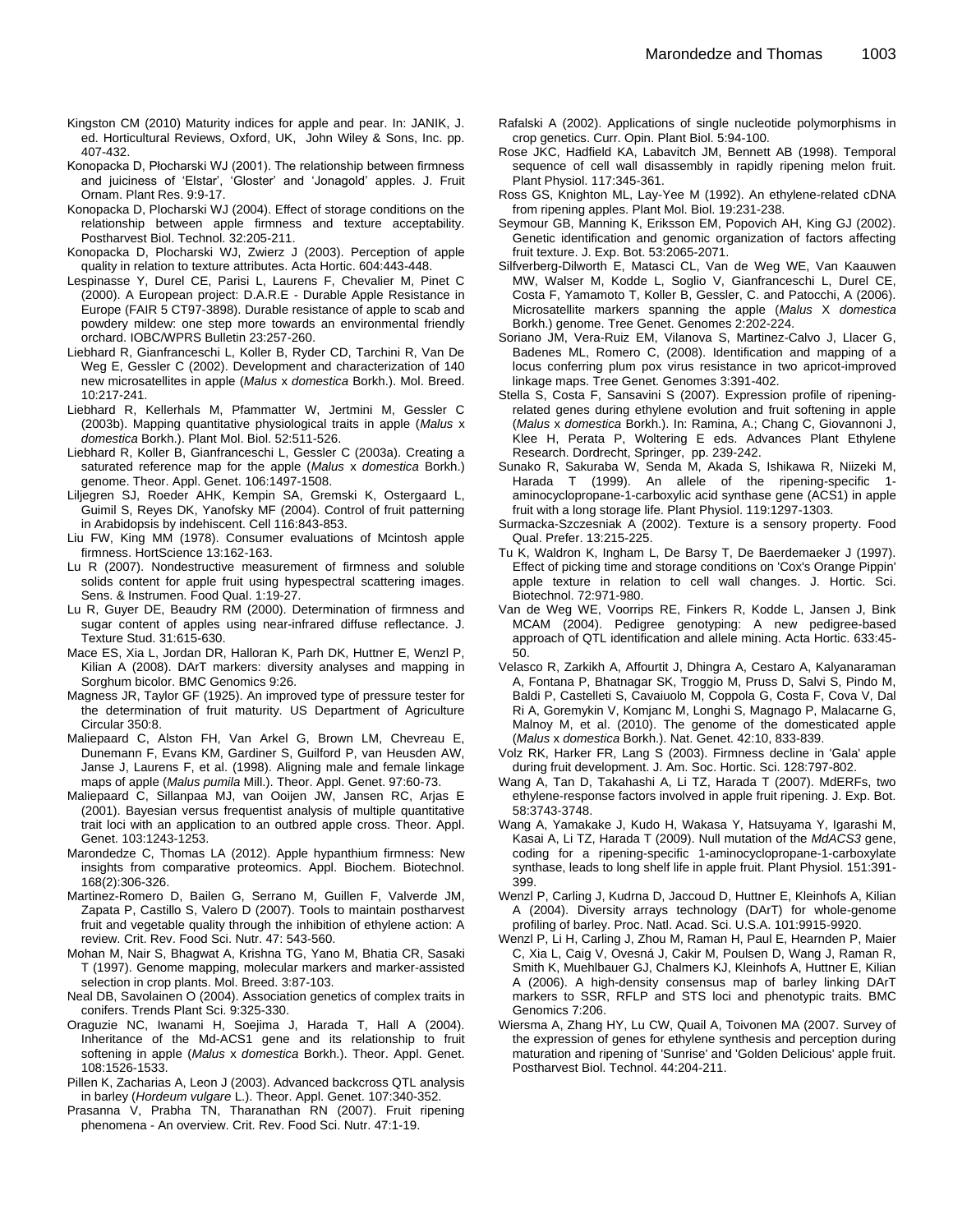Kingston CM (2010) Maturity indices for apple and pear. In: JANIK, J. ed. Horticultural Reviews, Oxford, UK, John Wiley & Sons, Inc. pp. 407-432.

Konopacka D, Płocharski WJ (2001). The relationship between firmness and juiciness of 'Elstar', 'Gloster' and 'Jonagold' apples. J. Fruit Ornam. Plant Res. 9:9-17.

Konopacka D, Plocharski WJ (2004). Effect of storage conditions on the relationship between apple firmness and texture acceptability. Postharvest Biol. Technol. 32:205-211.

Konopacka D, Plocharski WJ, Zwierz J (2003). Perception of apple quality in relation to texture attributes. Acta Hortic. 604:443-448.

Lespinasse Y, Durel CE, Parisi L, Laurens F, Chevalier M, Pinet C (2000). A European project: D.A.R.E - Durable Apple Resistance in Europe (FAIR 5 CT97-3898). Durable resistance of apple to scab and powdery mildew: one step more towards an environmental friendly orchard. IOBC/WPRS Bulletin 23:257-260.

Liebhard R, Gianfranceschi L, Koller B, Ryder CD, Tarchini R, Van De Weg E, Gessler C (2002). Development and characterization of 140 new microsatellites in apple (*Malus* x *domestica* Borkh.). Mol. Breed. 10:217-241.

Liebhard R, Kellerhals M, Pfammatter W, Jertmini M, Gessler C (2003b). Mapping quantitative physiological traits in apple (*Malus* x *domestica* Borkh.). Plant Mol. Biol. 52:511-526.

Liebhard R, Koller B, Gianfranceschi L, Gessler C (2003a). Creating a saturated reference map for the apple (*Malus* x *domestica* Borkh.) genome. Theor. Appl. Genet. 106:1497-1508.

Liljegren SJ, Roeder AHK, Kempin SA, Gremski K, Ostergaard L, Guimil S, Reyes DK, Yanofsky MF (2004). Control of fruit patterning in Arabidopsis by indehiscent. Cell 116:843-853.

Liu FW, King MM (1978). Consumer evaluations of Mcintosh apple firmness. HortScience 13:162-163.

Lu R (2007). Nondestructive measurement of firmness and soluble solids content for apple fruit using hypespectral scattering images. Sens. & Instrumen. Food Qual. 1:19-27.

Lu R, Guyer DE, Beaudry RM (2000). Determination of firmness and sugar content of apples using near-infrared diffuse reflectance. J. Texture Stud. 31:615-630.

Mace ES, Xia L, Jordan DR, Halloran K, Parh DK, Huttner E, Wenzl P, Kilian A (2008). DArT markers: diversity analyses and mapping in Sorghum bicolor. BMC Genomics 9:26.

Magness JR, Taylor GF (1925). An improved type of pressure tester for the determination of fruit maturity. US Department of Agriculture Circular 350:8.

Maliepaard C, Alston FH, Van Arkel G, Brown LM, Chevreau E, Dunemann F, Evans KM, Gardiner S, Guilford P, van Heusden AW, Janse J, Laurens F, et al. (1998). Aligning male and female linkage maps of apple (*Malus pumila* Mill.). Theor. Appl. Genet. 97:60-73.

Maliepaard C, Sillanpaa MJ, van Ooijen JW, Jansen RC, Arjas E (2001). Bayesian versus frequentist analysis of multiple quantitative trait loci with an application to an outbred apple cross. Theor. Appl. Genet. 103:1243-1253.

Marondedze C, Thomas LA (2012). Apple hypanthium firmness: New insights from comparative proteomics. Appl. Biochem. Biotechnol. 168(2):306-326.

Martinez-Romero D, Bailen G, Serrano M, Guillen F, Valverde JM, Zapata P, Castillo S, Valero D (2007). Tools to maintain postharvest fruit and vegetable quality through the inhibition of ethylene action: A review. Crit. Rev. Food Sci. Nutr. 47: 543-560.

Mohan M, Nair S, Bhagwat A, Krishna TG, Yano M, Bhatia CR, Sasaki T (1997). Genome mapping, molecular markers and marker-assisted selection in crop plants. Mol. Breed. 3:87-103.

Neal DB, Savolainen O (2004). Association genetics of complex traits in conifers. Trends Plant Sci. 9:325-330.

Oraguzie NC, Iwanami H, Soejima J, Harada T, Hall A (2004). Inheritance of the Md-ACS1 gene and its relationship to fruit softening in apple (*Malus* x *domestica* Borkh.). Theor. Appl. Genet. 108:1526-1533.

Pillen K, Zacharias A, Leon J (2003). Advanced backcross QTL analysis in barley (*Hordeum vulgare* L.). Theor. Appl. Genet. 107:340-352.

Prasanna V, Prabha TN, Tharanathan RN (2007). Fruit ripening phenomena - An overview. Crit. Rev. Food Sci. Nutr. 47:1-19.

Rafalski A (2002). Applications of single nucleotide polymorphisms in crop genetics. Curr. Opin. Plant Biol. 5:94-100.

Rose JKC, Hadfield KA, Labavitch JM, Bennett AB (1998). Temporal sequence of cell wall disassembly in rapidly ripening melon fruit. Plant Physiol. 117:345-361.

Ross GS, Knighton ML, Lay-Yee M (1992). An ethylene-related cDNA from ripening apples. Plant Mol. Biol. 19:231-238.

Seymour GB, Manning K, Eriksson EM, Popovich AH, King GJ (2002). Genetic identification and genomic organization of factors affecting fruit texture. J. Exp. Bot. 53:2065-2071.

Silfverberg-Dilworth E, Matasci CL, Van de Weg WE, Van Kaauwen MW, Walser M, Kodde L, Soglio V, Gianfranceschi L, Durel CE, Costa F, Yamamoto T, Koller B, Gessler, C. and Patocchi, A (2006). Microsatellite markers spanning the apple (*Malus* X *domestica* Borkh.) genome. Tree Genet. Genomes 2:202-224.

Soriano JM, Vera-Ruiz EM, Vilanova S, Martinez-Calvo J, Llacer G, Badenes ML, Romero C, (2008). Identification and mapping of a locus conferring plum pox virus resistance in two apricot-improved linkage maps. Tree Genet. Genomes 3:391-402.

Stella S, Costa F, Sansavini S (2007). Expression profile of ripening-related genes during ethylene evolution and fruit softening in apple (*Malus* x *domestica* Borkh.). In: Ramina, A.; Chang C, Giovannoni J, Klee H, Perata P, Woltering E eds. Advances Plant Ethylene Research. Dordrecht, Springer, pp. 239-242.

Sunako R, Sakuraba W, Senda M, Akada S, Ishikawa R, Niizeki M, Harada T (1999). An allele of the ripening-specific 1-aminocyclopropane-1-carboxylic acid synthase gene (ACS1) in apple fruit with a long storage life. Plant Physiol. 119:1297-1303.

Surmacka-Szczesniak A (2002). Texture is a sensory property. Food Qual. Prefer. 13:215-225.

Tu K, Waldron K, Ingham L, De Barsy T, De Baerdemaeker J (1997). Effect of picking time and storage conditions on 'Cox's Orange Pippin' apple texture in relation to cell wall changes. J. Hortic. Sci. Biotechnol. 72:971-980.

Van de Weg WE, Voorrips RE, Finkers R, Kodde L, Jansen J, Bink MCAM (2004). Pedigree genotyping: A new pedigree-based approach of QTL identification and allele mining. Acta Hortic. 633:45-50.

Velasco R, Zarkikh A, Affourtit J, Dhingra A, Cestaro A, Kalyanaraman A, Fontana P, Bhatnagar SK, Troggio M, Pruss D, Salvi S, Pindo M, Baldi P, Castelleti S, Cavaiuolo M, Coppola G, Costa F, Cova V, Dal Ri A, Goremykin V, Komjanc M, Longhi S, Magnago P, Malacarne G, Malnoy M, et al. (2010). The genome of the domesticated apple (*Malus* x *domestica* Borkh.). Nat. Genet. 42:10, 833-839.

Volz RK, Harker FR, Lang S (2003). Firmness decline in 'Gala' apple during fruit development. J. Am. Soc. Hortic. Sci. 128:797-802.

Wang A, Tan D, Takahashi A, Li TZ, Harada T (2007). MdERFs, two ethylene-response factors involved in apple fruit ripening. J. Exp. Bot. 58:3743-3748.

Wang A, Yamakake J, Kudo H, Wakasa Y, Hatsuyama Y, Igarashi M, Kasai A, Li TZ, Harada T (2009). Null mutation of the *MdACS3* gene, coding for a ripening-specific 1-aminocyclopropane-1-carboxylate synthase, leads to long shelf life in apple fruit. Plant Physiol. 151:391-399.

Wenzl P, Carling J, Kudrna D, Jaccoud D, Huttner E, Kleinhofs A, Kilian A (2004). Diversity arrays technology (DArT) for whole-genome profiling of barley. Proc. Natl. Acad. Sci. U.S.A. 101:9915-9920.

Wenzl P, Li H, Carling J, Zhou M, Raman H, Paul E, Hearnden P, Maier C, Xia L, Caig V, Ovesná J, Cakir M, Poulsen D, Wang J, Raman R, Smith K, Muehlbauer GJ, Chalmers KJ, Kleinhofs A, Huttner E, Kilian A (2006). A high-density consensus map of barley linking DArT markers to SSR, RFLP and STS loci and phenotypic traits. BMC Genomics 7:206.

Wiersma A, Zhang HY, Lu CW, Quail A, Toivonen MA (2007. Survey of the expression of genes for ethylene synthesis and perception during maturation and ripening of 'Sunrise' and 'Golden Delicious' apple fruit. Postharvest Biol. Technol. 44:204-211.